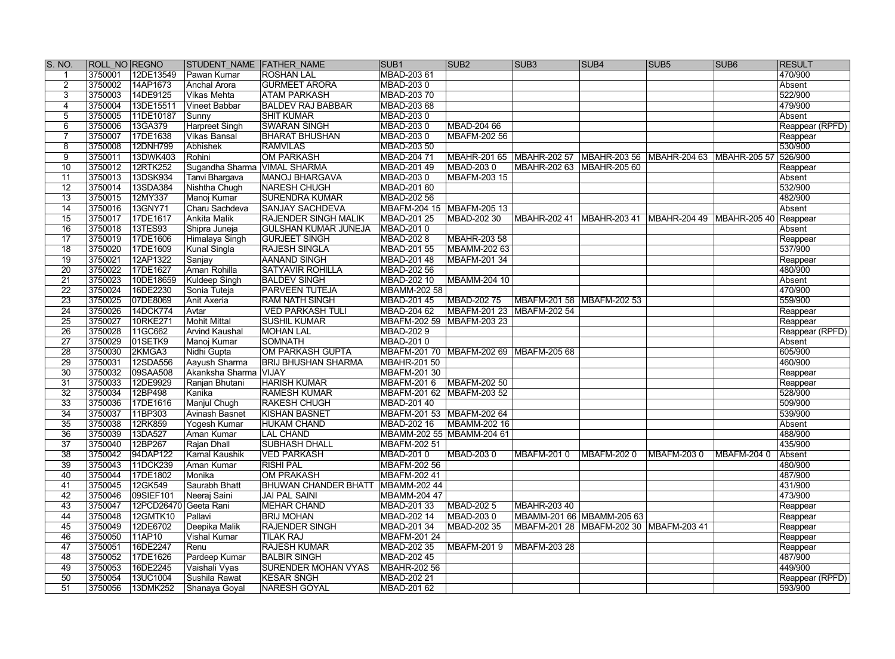| S. NO. | ROLL_NO | REGNO | STUDENT_NAME | FATHER_NAME | SUB1 | SUB2 | SUB3 | SUB4 | SUB5 | SUB6 | RESULT |
|---|---|---|---|---|---|---|---|---|---|---|---|
| 1 | 3750001 | 12DE13549 | Pawan Kumar | ROSHAN LAL | MBAD-203 61 | | | | | | 470/900 |
| 2 | 3750002 | 14AP1673 | Anchal Arora | GURMEET ARORA | MBAD-203 0 | | | | | | Absent |
| 3 | 3750003 | 14DE9125 | Vikas Mehta | ATAM PARKASH | MBAD-203 70 | | | | | | 522/900 |
| 4 | 3750004 | 13DE15511 | Vineet Babbar | BALDEV RAJ BABBAR | MBAD-203 68 | | | | | | 479/900 |
| 5 | 3750005 | 11DE10187 | Sunny | SHIT KUMAR | MBAD-203 0 | | | | | | Absent |
| 6 | 3750006 | 13GA379 | Harpreet Singh | SWARAN SINGH | MBAD-203 0 | MBAD-204 66 | | | | | Reappear (RPFD) |
| 7 | 3750007 | 17DE1638 | Vikas Bansal | BHARAT BHUSHAN | MBAD-203 0 | MBAFM-202 56 | | | | | Reappear |
| 8 | 3750008 | 12DNH799 | Abhishek | RAMVILAS | MBAD-203 50 | | | | | | 530/900 |
| 9 | 3750011 | 13DWK403 | Rohini | OM PARKASH | MBAD-204 71 | MBAHR-201 65 | MBAHR-202 57 | MBAHR-203 56 | MBAHR-204 63 | MBAHR-205 57 | 526/900 |
| 10 | 3750012 | 12RTK252 | Sugandha Sharma | VIMAL SHARMA | MBAD-201 49 | MBAD-203 0 | MBAHR-202 63 | MBAHR-205 60 | | | Reappear |
| 11 | 3750013 | 13DSK934 | Tanvi Bhargava | MANOJ BHARGAVA | MBAD-203 0 | MBAFM-203 15 | | | | | Absent |
| 12 | 3750014 | 13SDA384 | Nishtha Chugh | NARESH CHUGH | MBAD-201 60 | | | | | | 532/900 |
| 13 | 3750015 | 12MY337 | Manoj Kumar | SURENDRA KUMAR | MBAD-202 56 | | | | | | 482/900 |
| 14 | 3750016 | 13GNY71 | Charu Sachdeva | SANJAY SACHDEVA | MBAFM-204 15 | MBAFM-205 13 | | | | | Absent |
| 15 | 3750017 | 17DE1617 | Ankita Malik | RAJENDER SINGH MALIK | MBAD-201 25 | MBAD-202 30 | MBAHR-202 41 | MBAHR-203 41 | MBAHR-204 49 | MBAHR-205 40 | Reappear |
| 16 | 3750018 | 13TES93 | Shipra Juneja | GULSHAN KUMAR JUNEJA | MBAD-201 0 | | | | | | Absent |
| 17 | 3750019 | 17DE1606 | Himalaya Singh | GURJEET SINGH | MBAD-202 8 | MBAHR-203 58 | | | | | Reappear |
| 18 | 3750020 | 17DE1609 | Kunal Singla | RAJESH SINGLA | MBAD-201 55 | MBAMM-202 63 | | | | | 537/900 |
| 19 | 3750021 | 12AP1322 | Sanjay | AANAND SINGH | MBAD-201 48 | MBAFM-201 34 | | | | | Reappear |
| 20 | 3750022 | 17DE1627 | Aman Rohilla | SATYAVIR ROHILLA | MBAD-202 56 | | | | | | 480/900 |
| 21 | 3750023 | 10DE18659 | Kuldeep Singh | BALDEV SINGH | MBAD-202 10 | MBAMM-204 10 | | | | | Absent |
| 22 | 3750024 | 16DE2230 | Sonia Tuteja | PARVEEN TUTEJA | MBAMM-202 58 | | | | | | 470/900 |
| 23 | 3750025 | 07DE8069 | Anit Axeria | RAM NATH SINGH | MBAD-201 45 | MBAD-202 75 | MBAFM-201 58 | MBAFM-202 53 | | | 559/900 |
| 24 | 3750026 | 14DCK774 | Avtar | VED PARKASH TULI | MBAD-204 62 | MBAFM-201 23 | MBAFM-202 54 | | | | Reappear |
| 25 | 3750027 | 10RKE271 | Mohit Mittal | SUSHIL KUMAR | MBAFM-202 59 | MBAFM-203 23 | | | | | Reappear |
| 26 | 3750028 | 11GC662 | Arvind Kaushal | MOHAN LAL | MBAD-202 9 | | | | | | Reappear (RPFD) |
| 27 | 3750029 | 01SETK9 | Manoj Kumar | SOMNATH | MBAD-201 0 | | | | | | Absent |
| 28 | 3750030 | 2KMGA3 | Nidhi Gupta | OM PARKASH GUPTA | MBAFM-201 70 | MBAFM-202 69 | MBAFM-205 68 | | | | 605/900 |
| 29 | 3750031 | 12SDA556 | Aayush Sharma | BRIJ BHUSHAN SHARMA | MBAHR-201 50 | | | | | | 460/900 |
| 30 | 3750032 | 09SAA508 | Akanksha Sharma | VIJAY | MBAFM-201 30 | | | | | | Reappear |
| 31 | 3750033 | 12DE9929 | Ranjan Bhutani | HARISH KUMAR | MBAFM-201 6 | MBAFM-202 50 | | | | | Reappear |
| 32 | 3750034 | 12BP498 | Kanika | RAMESH KUMAR | MBAFM-201 62 | MBAFM-203 52 | | | | | 528/900 |
| 33 | 3750036 | 17DE1616 | Manjul Chugh | RAKESH CHUGH | MBAD-201 40 | | | | | | 509/900 |
| 34 | 3750037 | 11BP303 | Avinash Basnet | KISHAN BASNET | MBAFM-201 53 | MBAFM-202 64 | | | | | 539/900 |
| 35 | 3750038 | 12RK859 | Yogesh Kumar | HUKAM CHAND | MBAD-202 16 | MBAMM-202 16 | | | | | Absent |
| 36 | 3750039 | 13DA527 | Aman Kumar | LAL CHAND | MBAMM-202 55 | MBAMM-204 61 | | | | | 488/900 |
| 37 | 3750040 | 12BP267 | Rajan Dhall | SUBHASH DHALL | MBAFM-202 51 | | | | | | 435/900 |
| 38 | 3750042 | 94DAP122 | Kamal Kaushik | VED PARKASH | MBAD-201 0 | MBAD-203 0 | MBAFM-201 0 | MBAFM-202 0 | MBAFM-203 0 | MBAFM-204 0 | Absent |
| 39 | 3750043 | 11DCK239 | Aman Kumar | RISHI PAL | MBAFM-202 56 | | | | | | 480/900 |
| 40 | 3750044 | 17DE1802 | Monika | OM PRAKASH | MBAFM-202 41 | | | | | | 487/900 |
| 41 | 3750045 | 12GK549 | Saurabh Bhatt | BHUWAN CHANDER BHATT | MBAMM-202 44 | | | | | | 431/900 |
| 42 | 3750046 | 09SIEF101 | Neeraj Saini | JAI PAL SAINI | MBAMM-204 47 | | | | | | 473/900 |
| 43 | 3750047 | 12PCD26470 | Geeta Rani | MEHAR CHAND | MBAD-201 33 | MBAD-202 5 | MBAHR-203 40 | | | | Reappear |
| 44 | 3750048 | 12GMTK10 | Pallavi | BRIJ MOHAN | MBAD-202 14 | MBAD-203 0 | MBAMM-201 66 | MBAMM-205 63 | | | Reappear |
| 45 | 3750049 | 12DE6702 | Deepika Malik | RAJENDER SINGH | MBAD-201 34 | MBAD-202 35 | MBAFM-201 28 | MBAFM-202 30 | MBAFM-203 41 | | Reappear |
| 46 | 3750050 | 11AP10 | Vishal Kumar | TILAK RAJ | MBAFM-201 24 | | | | | | Reappear |
| 47 | 3750051 | 16DE2247 | Renu | RAJESH KUMAR | MBAD-202 35 | MBAFM-201 9 | MBAFM-203 28 | | | | Reappear |
| 48 | 3750052 | 17DE1626 | Pardeep Kumar | BALBIR SINGH | MBAD-202 45 | | | | | | 487/900 |
| 49 | 3750053 | 16DE2245 | Vaishali Vyas | SURENDER MOHAN VYAS | MBAHR-202 56 | | | | | | 449/900 |
| 50 | 3750054 | 13UC1004 | Sushila Rawat | KESAR SNGH | MBAD-202 21 | | | | | | Reappear (RPFD) |
| 51 | 3750056 | 13DMK252 | Shanaya Goyal | NARESH GOYAL | MBAD-201 62 | | | | | | 593/900 |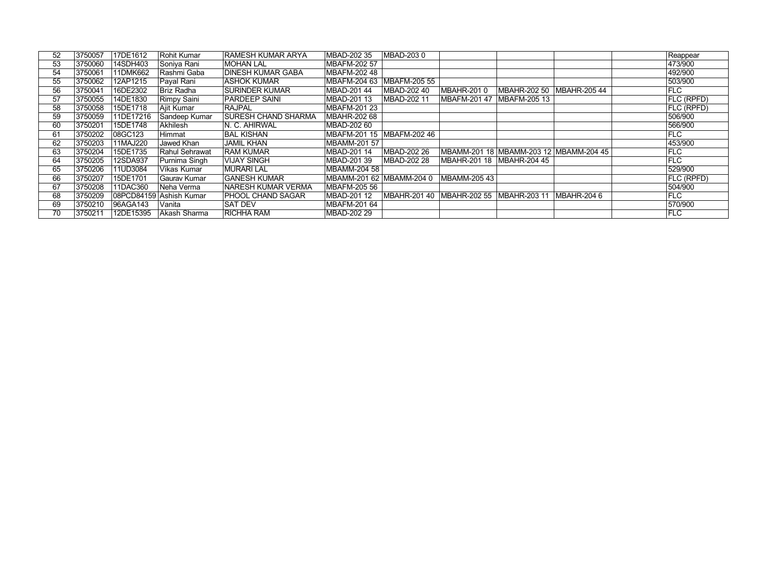| | | | | | | | | | | | | |
|---|---|---|---|---|---|---|---|---|---|---|---|---|
| 52 | 3750057 | 17DE1612 | Rohit Kumar | RAMESH KUMAR ARYA | MBAD-202 35 | MBAD-203 0 | | | | | | Reappear |
| 53 | 3750060 | 14SDH403 | Soniya Rani | MOHAN LAL | MBAFM-202 57 | | | | | | | 473/900 |
| 54 | 3750061 | 11DMK662 | Rashmi Gaba | DINESH KUMAR GABA | MBAFM-202 48 | | | | | | | 492/900 |
| 55 | 3750062 | 12AP1215 | Payal Rani | ASHOK KUMAR | MBAFM-204 63 | MBAFM-205 55 | | | | | | 503/900 |
| 56 | 3750041 | 16DE2302 | Briz Radha | SURINDER KUMAR | MBAD-201 44 | MBAD-202 40 | MBAHR-201 0 | MBAHR-202 50 | MBAHR-205 44 | | | FLC |
| 57 | 3750055 | 14DE1830 | Rimpy Saini | PARDEEP SAINI | MBAD-201 13 | MBAD-202 11 | MBAFM-201 47 | MBAFM-205 13 | | | | FLC (RPFD) |
| 58 | 3750058 | 15DE1718 | Ajit Kumar | RAJPAL | MBAFM-201 23 | | | | | | | FLC (RPFD) |
| 59 | 3750059 | 11DE17216 | Sandeep Kumar | SURESH CHAND SHARMA | MBAHR-202 68 | | | | | | | 506/900 |
| 60 | 3750201 | 15DE1748 | Akhilesh | N. C. AHIRWAL | MBAD-202 60 | | | | | | | 566/900 |
| 61 | 3750202 | 08GC123 | Himmat | BAL KISHAN | MBAFM-201 15 | MBAFM-202 46 | | | | | | FLC |
| 62 | 3750203 | 11MAJ220 | Jawed Khan | JAMIL KHAN | MBAMM-201 57 | | | | | | | 453/900 |
| 63 | 3750204 | 15DE1735 | Rahul Sehrawat | RAM KUMAR | MBAD-201 14 | MBAD-202 26 | MBAMM-201 18 | MBAMM-203 12 | MBAMM-204 45 | | | FLC |
| 64 | 3750205 | 12SDA937 | Purnima Singh | VIJAY SINGH | MBAD-201 39 | MBAD-202 28 | MBAHR-201 18 | MBAHR-204 45 | | | | FLC |
| 65 | 3750206 | 11UD3084 | Vikas Kumar | MURARI LAL | MBAMM-204 58 | | | | | | | 529/900 |
| 66 | 3750207 | 15DE1701 | Gaurav Kumar | GANESH KUMAR | MBAMM-201 62 | MBAMM-204 0 | MBAMM-205 43 | | | | | FLC (RPFD) |
| 67 | 3750208 | 11DAC360 | Neha Verma | NARESH KUMAR VERMA | MBAFM-205 56 | | | | | | | 504/900 |
| 68 | 3750209 | 08PCD84159 | Ashish Kumar | PHOOL CHAND SAGAR | MBAD-201 12 | MBAHR-201 40 | MBAHR-202 55 | MBAHR-203 11 | MBAHR-204 6 | | | FLC |
| 69 | 3750210 | 96AGA143 | Vanita | SAT DEV | MBAFM-201 64 | | | | | | | 570/900 |
| 70 | 3750211 | 12DE15395 | Akash Sharma | RICHHA RAM | MBAD-202 29 | | | | | | | FLC |